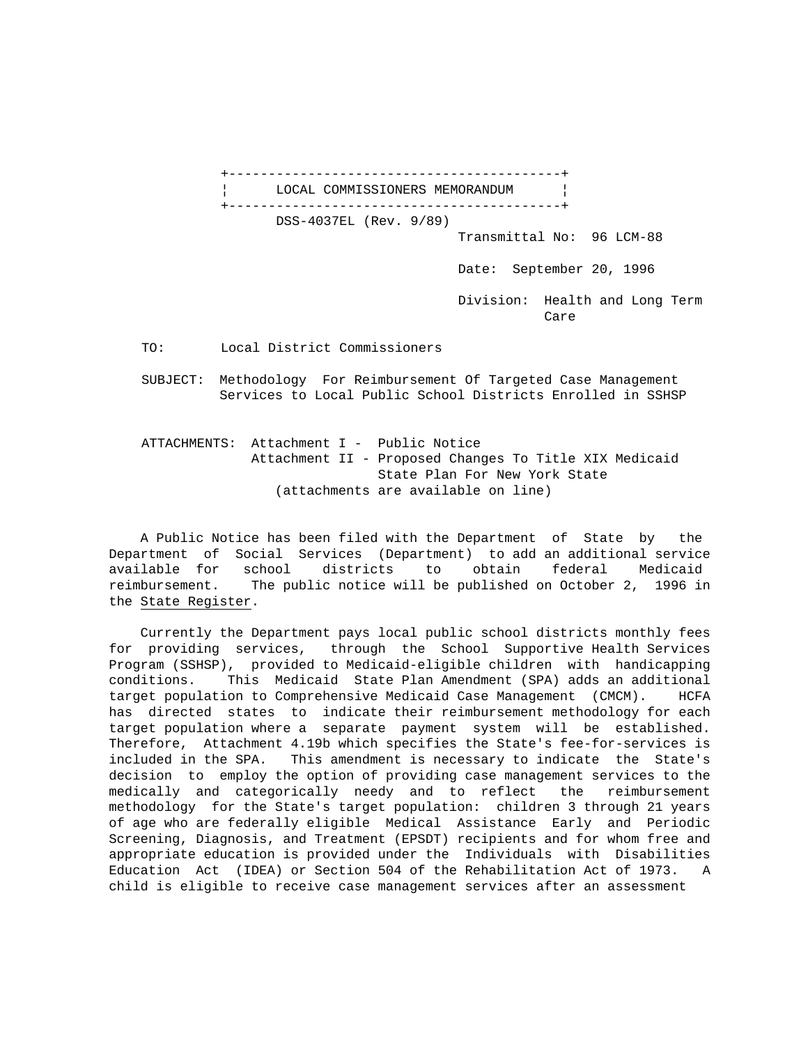# LOCAL COMMISSIONERS MEMORANDUM

DSS-4037EL (Rev. 9/89)

Transmittal No: 96 LCM-88

Date: September 20, 1996

Division: Health and Long Term Care

TO: Local District Commissioners

SUBJECT: Methodology For Reimbursement Of Targeted Case Management Services to Local Public School Districts Enrolled in SSHSP

ATTACHMENTS: Attachment I - Public Notice
Attachment II - Proposed Changes To Title XIX Medicaid State Plan For New York State
(attachments are available on line)

A Public Notice has been filed with the Department of State by the Department of Social Services (Department) to add an additional service available for school districts to obtain federal Medicaid reimbursement. The public notice will be published on October 2, 1996 in the State Register.

Currently the Department pays local public school districts monthly fees for providing services, through the School Supportive Health Services Program (SSHSP), provided to Medicaid-eligible children with handicapping conditions. This Medicaid State Plan Amendment (SPA) adds an additional target population to Comprehensive Medicaid Case Management (CMCM). HCFA has directed states to indicate their reimbursement methodology for each target population where a separate payment system will be established. Therefore, Attachment 4.19b which specifies the State's fee-for-services is included in the SPA. This amendment is necessary to indicate the State's decision to employ the option of providing case management services to the medically and categorically needy and to reflect the reimbursement methodology for the State's target population: children 3 through 21 years of age who are federally eligible Medical Assistance Early and Periodic Screening, Diagnosis, and Treatment (EPSDT) recipients and for whom free and appropriate education is provided under the Individuals with Disabilities Education Act (IDEA) or Section 504 of the Rehabilitation Act of 1973. A child is eligible to receive case management services after an assessment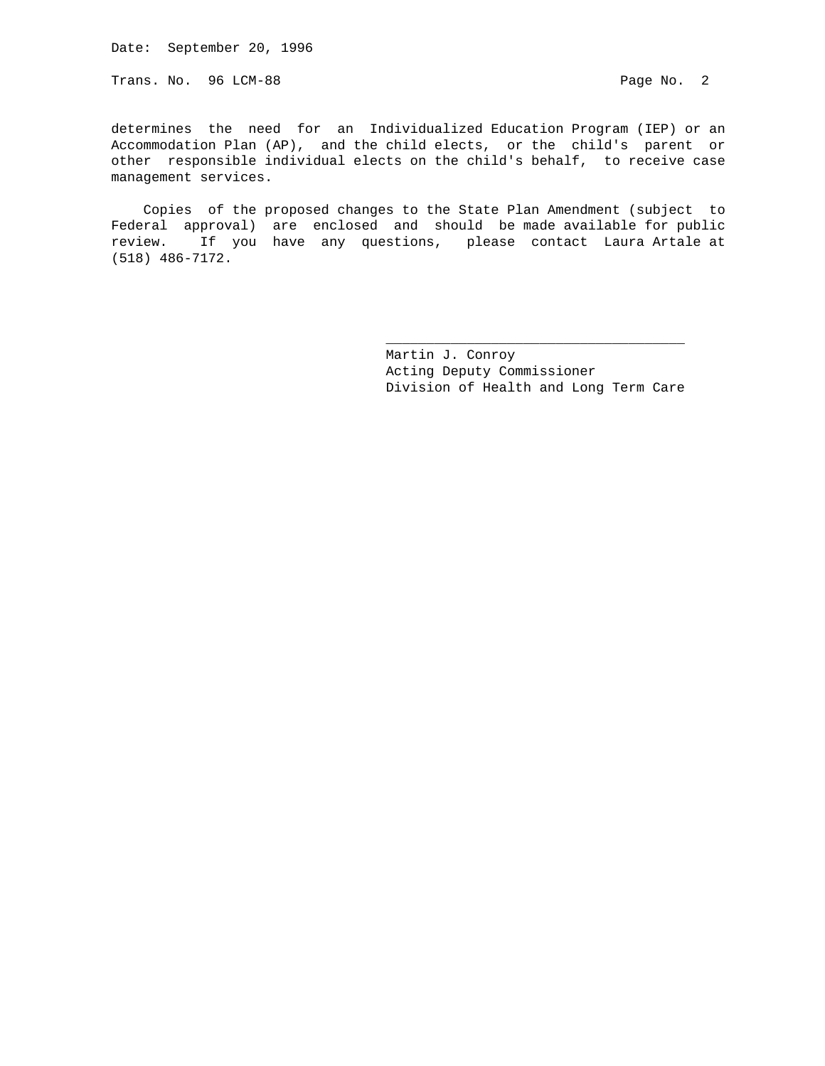determines the need for an Individualized Education Program (IEP) or an Accommodation Plan (AP), and the child elects, or the child's parent or other responsible individual elects on the child's behalf, to receive case management services.

Copies of the proposed changes to the State Plan Amendment (subject to Federal approval) are enclosed and should be made available for public review. If you have any questions, please contact Laura Artale at (518) 486-7172.

Martin J. Conroy
Acting Deputy Commissioner
Division of Health and Long Term Care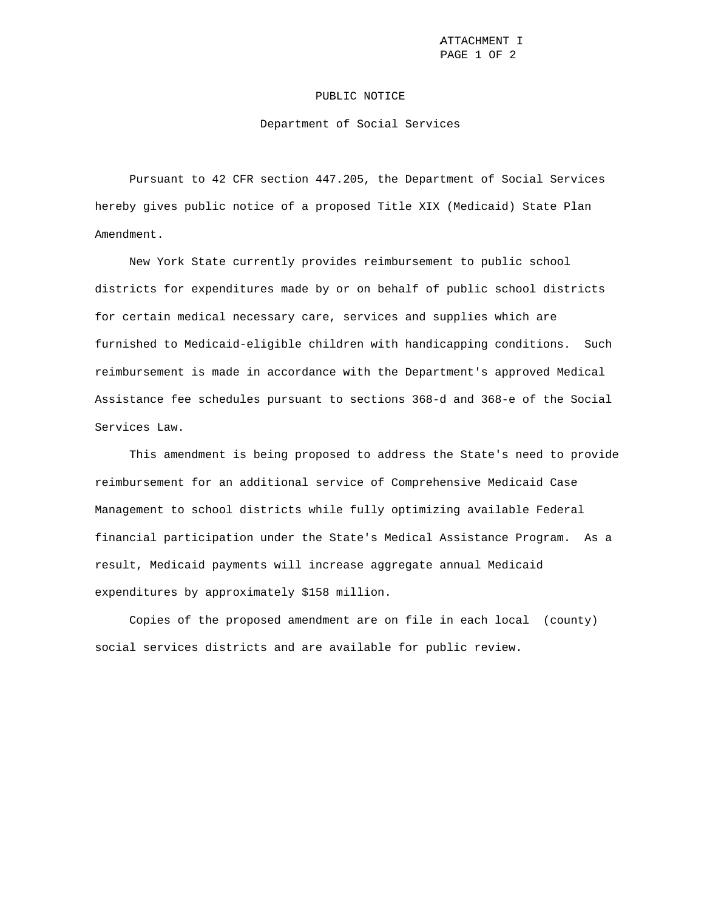ATTACHMENT I
PAGE 1 OF 2

# PUBLIC NOTICE

## Department of Social Services

Pursuant to 42 CFR section 447.205, the Department of Social Services hereby gives public notice of a proposed Title XIX (Medicaid) State Plan Amendment.

New York State currently provides reimbursement to public school districts for expenditures made by or on behalf of public school districts for certain medical necessary care, services and supplies which are furnished to Medicaid-eligible children with handicapping conditions. Such reimbursement is made in accordance with the Department's approved Medical Assistance fee schedules pursuant to sections 368-d and 368-e of the Social Services Law.

This amendment is being proposed to address the State's need to provide reimbursement for an additional service of Comprehensive Medicaid Case Management to school districts while fully optimizing available Federal financial participation under the State's Medical Assistance Program. As a result, Medicaid payments will increase aggregate annual Medicaid expenditures by approximately $158 million.

Copies of the proposed amendment are on file in each local (county) social services districts and are available for public review.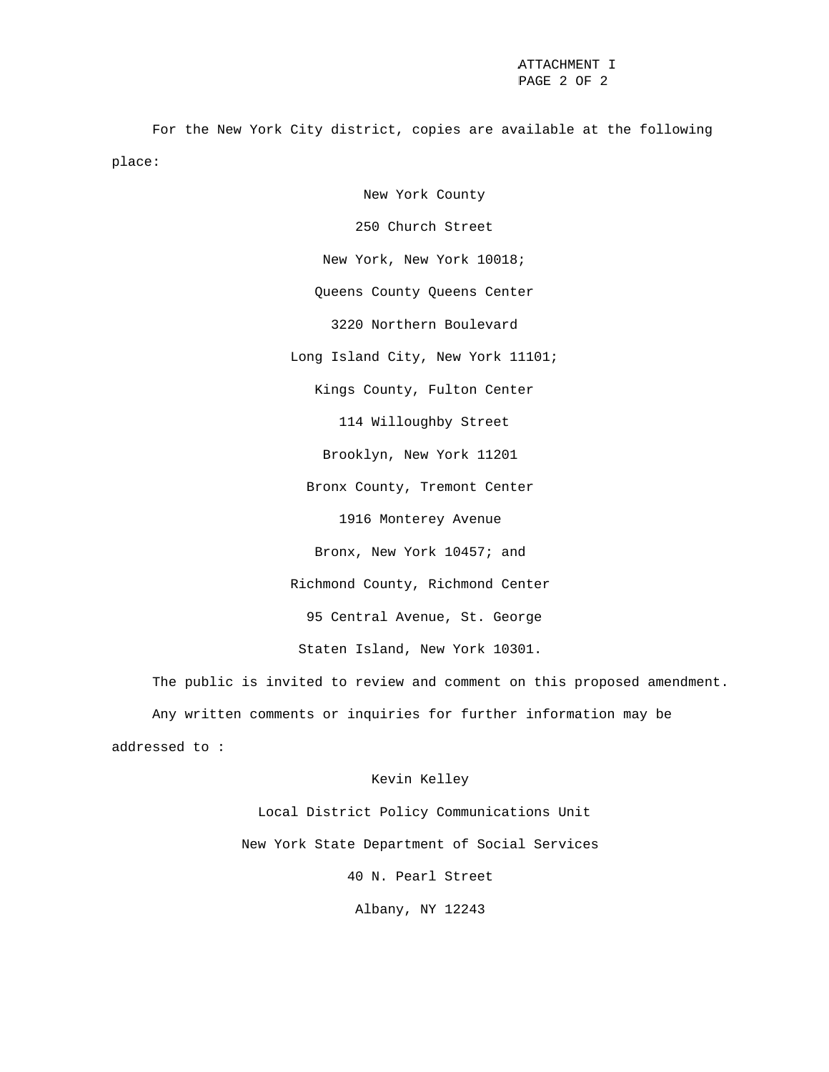ATTACHMENT I
PAGE 2 OF 2

For the New York City district, copies are available at the following place:

New York County
250 Church Street
New York, New York 10018;

Queens County Queens Center
3220 Northern Boulevard
Long Island City, New York 11101;

Kings County, Fulton Center
114 Willoughby Street
Brooklyn, New York 11201

Bronx County, Tremont Center
1916 Monterey Avenue
Bronx, New York 10457; and

Richmond County, Richmond Center
95 Central Avenue, St. George
Staten Island, New York 10301.

The public is invited to review and comment on this proposed amendment.

Any written comments or inquiries for further information may be addressed to :

Kevin Kelley
Local District Policy Communications Unit
New York State Department of Social Services
40 N. Pearl Street
Albany, NY 12243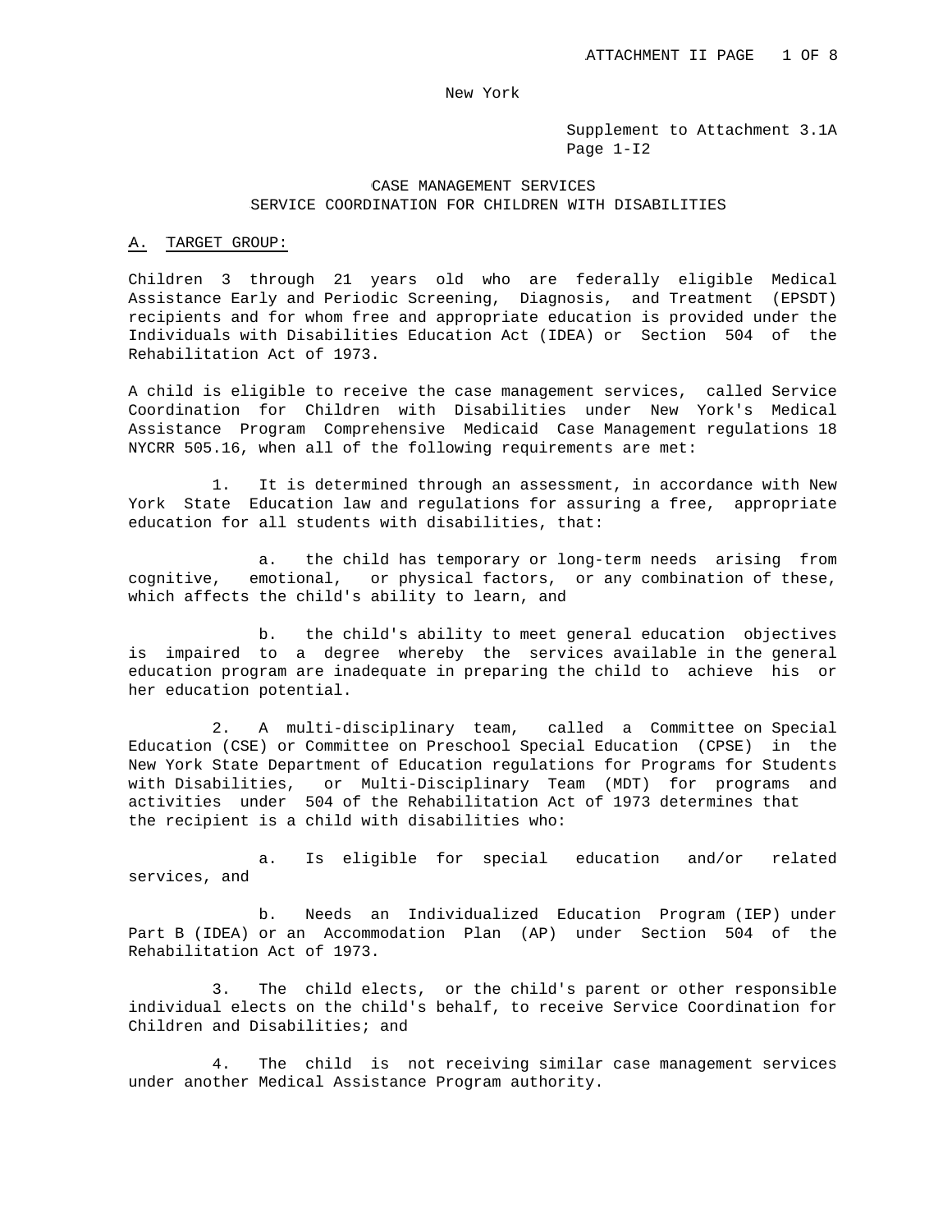New York

Supplement to Attachment 3.1A
Page 1-I2

## CASE MANAGEMENT SERVICES
## SERVICE COORDINATION FOR CHILDREN WITH DISABILITIES

### A. TARGET GROUP:

Children 3 through 21 years old who are federally eligible Medical Assistance Early and Periodic Screening, Diagnosis, and Treatment (EPSDT) recipients and for whom free and appropriate education is provided under the Individuals with Disabilities Education Act (IDEA) or Section 504 of the Rehabilitation Act of 1973.

A child is eligible to receive the case management services, called Service Coordination for Children with Disabilities under New York's Medical Assistance Program Comprehensive Medicaid Case Management regulations 18 NYCRR 505.16, when all of the following requirements are met:

1. It is determined through an assessment, in accordance with New York State Education law and regulations for assuring a free, appropriate education for all students with disabilities, that:

   a. the child has temporary or long-term needs arising from cognitive, emotional, or physical factors, or any combination of these, which affects the child's ability to learn, and

   b. the child's ability to meet general education objectives is impaired to a degree whereby the services available in the general education program are inadequate in preparing the child to achieve his or her education potential.

2. A multi-disciplinary team, called a Committee on Special Education (CSE) or Committee on Preschool Special Education (CPSE) in the New York State Department of Education regulations for Programs for Students with Disabilities, or Multi-Disciplinary Team (MDT) for programs and activities under 504 of the Rehabilitation Act of 1973 determines that the recipient is a child with disabilities who:

   a. Is eligible for special education and/or related services, and

   b. Needs an Individualized Education Program (IEP) under Part B (IDEA) or an Accommodation Plan (AP) under Section 504 of the Rehabilitation Act of 1973.

3. The child elects, or the child's parent or other responsible individual elects on the child's behalf, to receive Service Coordination for Children and Disabilities; and

4. The child is not receiving similar case management services under another Medical Assistance Program authority.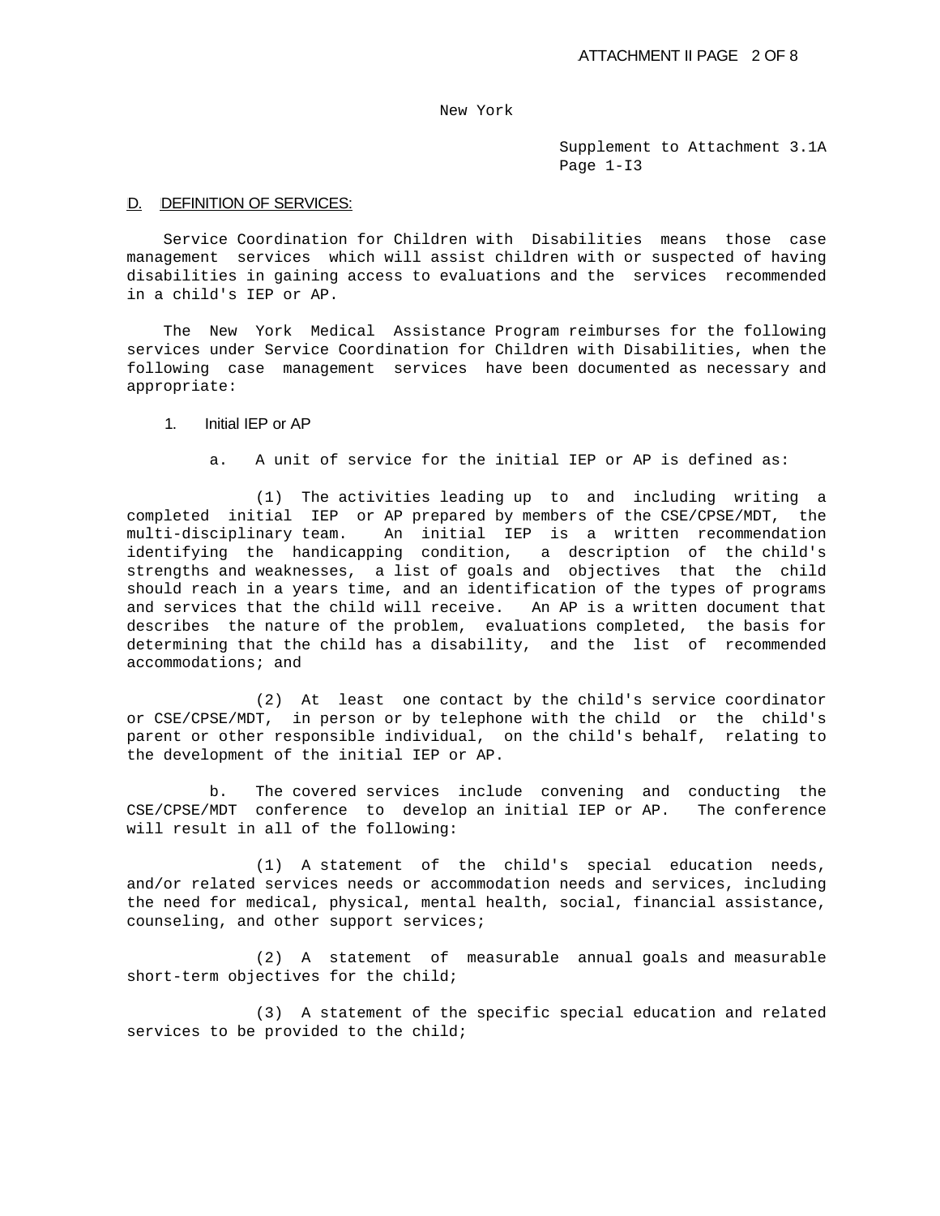New York

Supplement to Attachment 3.1A
Page 1-I3

D. DEFINITION OF SERVICES:

Service Coordination for Children with Disabilities means those case management services which will assist children with or suspected of having disabilities in gaining access to evaluations and the services recommended in a child's IEP or AP.

The New York Medical Assistance Program reimburses for the following services under Service Coordination for Children with Disabilities, when the following case management services have been documented as necessary and appropriate:

1. Initial IEP or AP

a. A unit of service for the initial IEP or AP is defined as:

(1) The activities leading up to and including writing a completed initial IEP or AP prepared by members of the CSE/CPSE/MDT, the multi-disciplinary team. An initial IEP is a written recommendation identifying the handicapping condition, a description of the child's strengths and weaknesses, a list of goals and objectives that the child should reach in a years time, and an identification of the types of programs and services that the child will receive. An AP is a written document that describes the nature of the problem, evaluations completed, the basis for determining that the child has a disability, and the list of recommended accommodations; and

(2) At least one contact by the child's service coordinator or CSE/CPSE/MDT, in person or by telephone with the child or the child's parent or other responsible individual, on the child's behalf, relating to the development of the initial IEP or AP.

b. The covered services include convening and conducting the CSE/CPSE/MDT conference to develop an initial IEP or AP. The conference will result in all of the following:

(1) A statement of the child's special education needs, and/or related services needs or accommodation needs and services, including the need for medical, physical, mental health, social, financial assistance, counseling, and other support services;

(2) A statement of measurable annual goals and measurable short-term objectives for the child;

(3) A statement of the specific special education and related services to be provided to the child;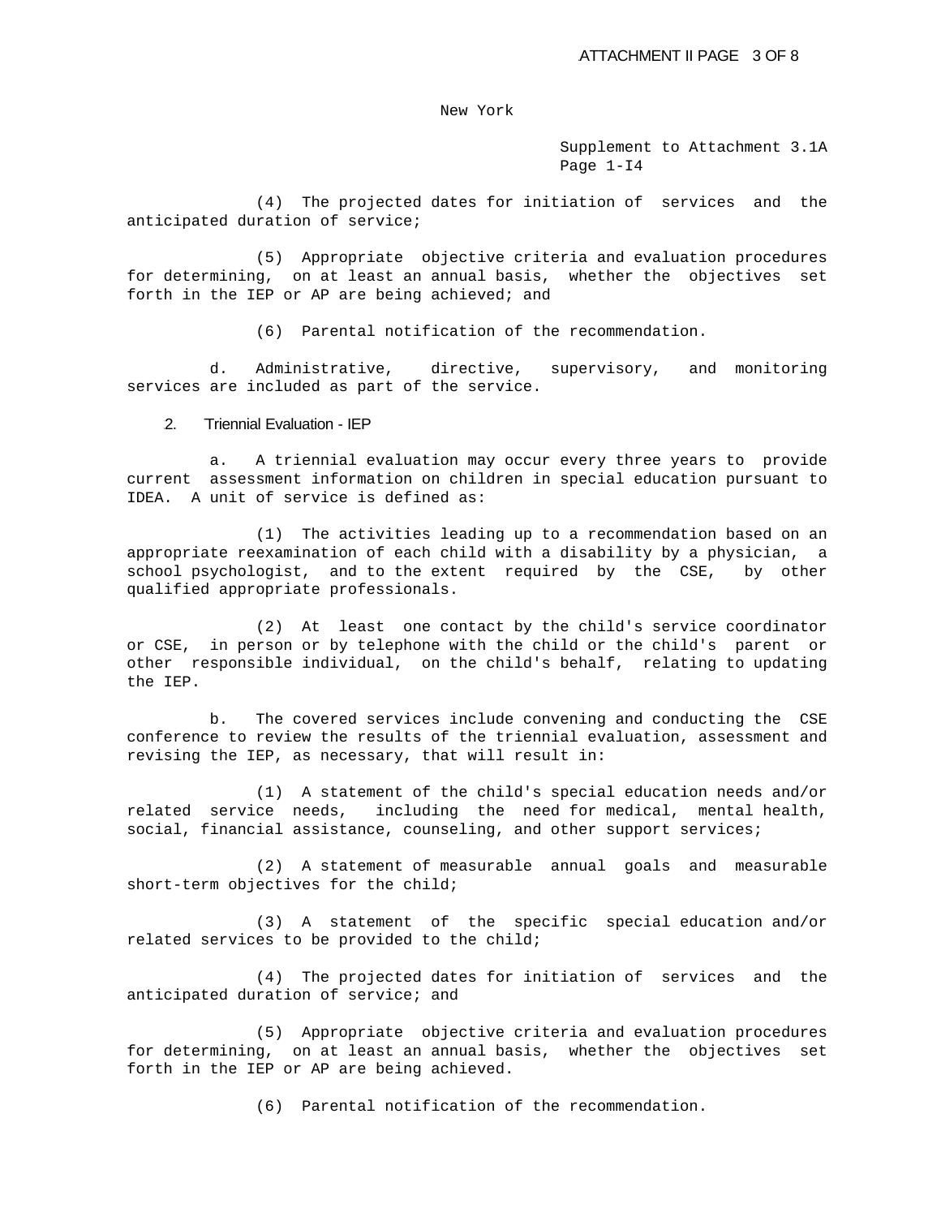New York

Supplement to Attachment 3.1A
Page 1-I4

(4) The projected dates for initiation of services and the anticipated duration of service;

(5) Appropriate objective criteria and evaluation procedures for determining, on at least an annual basis, whether the objectives set forth in the IEP or AP are being achieved; and

(6) Parental notification of the recommendation.

d. Administrative, directive, supervisory, and monitoring services are included as part of the service.

2. Triennial Evaluation - IEP

a. A triennial evaluation may occur every three years to provide current assessment information on children in special education pursuant to IDEA. A unit of service is defined as:

(1) The activities leading up to a recommendation based on an appropriate reexamination of each child with a disability by a physician, a school psychologist, and to the extent required by the CSE, by other qualified appropriate professionals.

(2) At least one contact by the child's service coordinator or CSE, in person or by telephone with the child or the child's parent or other responsible individual, on the child's behalf, relating to updating the IEP.

b. The covered services include convening and conducting the CSE conference to review the results of the triennial evaluation, assessment and revising the IEP, as necessary, that will result in:

(1) A statement of the child's special education needs and/or related service needs, including the need for medical, mental health, social, financial assistance, counseling, and other support services;

(2) A statement of measurable annual goals and measurable short-term objectives for the child;

(3) A statement of the specific special education and/or related services to be provided to the child;

(4) The projected dates for initiation of services and the anticipated duration of service; and

(5) Appropriate objective criteria and evaluation procedures for determining, on at least an annual basis, whether the objectives set forth in the IEP or AP are being achieved.

(6) Parental notification of the recommendation.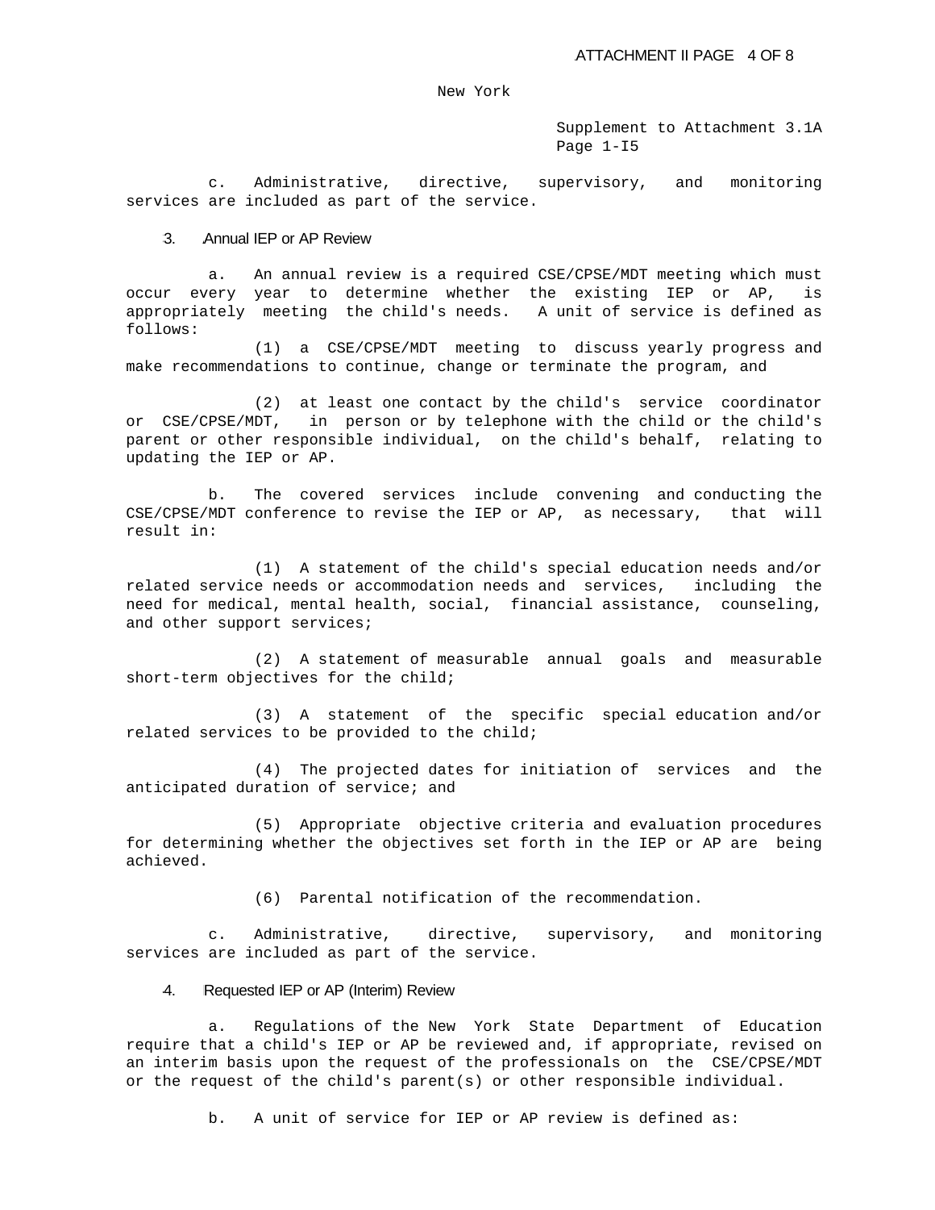c. Administrative, directive, supervisory, and monitoring services are included as part of the service.

3. Annual IEP or AP Review

a. An annual review is a required CSE/CPSE/MDT meeting which must occur every year to determine whether the existing IEP or AP, is appropriately meeting the child's needs. A unit of service is defined as follows:

(1) a CSE/CPSE/MDT meeting to discuss yearly progress and make recommendations to continue, change or terminate the program, and

(2) at least one contact by the child's service coordinator or CSE/CPSE/MDT, in person or by telephone with the child or the child's parent or other responsible individual, on the child's behalf, relating to updating the IEP or AP.

b. The covered services include convening and conducting the CSE/CPSE/MDT conference to revise the IEP or AP, as necessary, that will result in:

(1) A statement of the child's special education needs and/or related service needs or accommodation needs and services, including the need for medical, mental health, social, financial assistance, counseling, and other support services;

(2) A statement of measurable annual goals and measurable short-term objectives for the child;

(3) A statement of the specific special education and/or related services to be provided to the child;

(4) The projected dates for initiation of services and the anticipated duration of service; and

(5) Appropriate objective criteria and evaluation procedures for determining whether the objectives set forth in the IEP or AP are being achieved.

(6) Parental notification of the recommendation.

c. Administrative, directive, supervisory, and monitoring services are included as part of the service.

4. Requested IEP or AP (Interim) Review

a. Regulations of the New York State Department of Education require that a child's IEP or AP be reviewed and, if appropriate, revised on an interim basis upon the request of the professionals on the CSE/CPSE/MDT or the request of the child's parent(s) or other responsible individual.

b. A unit of service for IEP or AP review is defined as: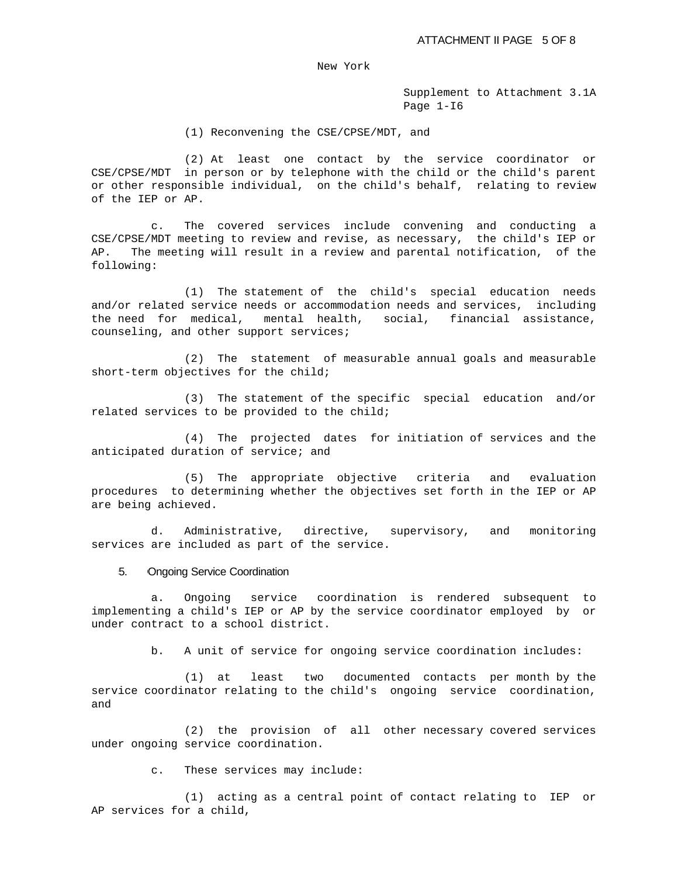(1) Reconvening the CSE/CPSE/MDT, and

(2) At least one contact by the service coordinator or CSE/CPSE/MDT in person or by telephone with the child or the child's parent or other responsible individual, on the child's behalf, relating to review of the IEP or AP.

c. The covered services include convening and conducting a CSE/CPSE/MDT meeting to review and revise, as necessary, the child's IEP or AP. The meeting will result in a review and parental notification, of the following:

(1) The statement of the child's special education needs and/or related service needs or accommodation needs and services, including the need for medical, mental health, social, financial assistance, counseling, and other support services;

(2) The statement of measurable annual goals and measurable short-term objectives for the child;

(3) The statement of the specific special education and/or related services to be provided to the child;

(4) The projected dates for initiation of services and the anticipated duration of service; and

(5) The appropriate objective criteria and evaluation procedures to determining whether the objectives set forth in the IEP or AP are being achieved.

d. Administrative, directive, supervisory, and monitoring services are included as part of the service.

5. Ongoing Service Coordination

a. Ongoing service coordination is rendered subsequent to implementing a child's IEP or AP by the service coordinator employed by or under contract to a school district.

b. A unit of service for ongoing service coordination includes:

(1) at least two documented contacts per month by the service coordinator relating to the child's ongoing service coordination, and

(2) the provision of all other necessary covered services under ongoing service coordination.

c. These services may include:

(1) acting as a central point of contact relating to IEP or AP services for a child,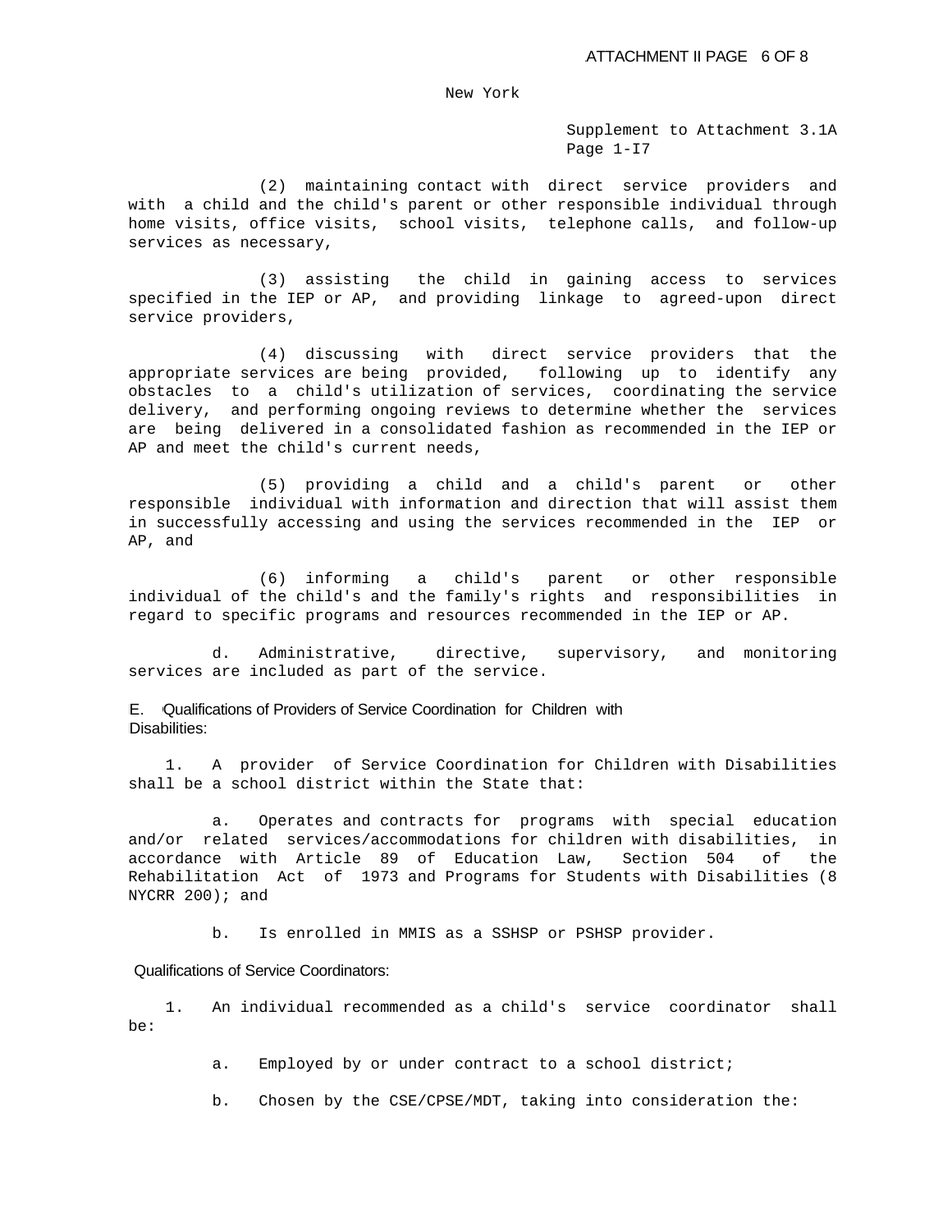(2) maintaining contact with direct service providers and with a child and the child's parent or other responsible individual through home visits, office visits, school visits, telephone calls, and follow-up services as necessary,

(3) assisting the child in gaining access to services specified in the IEP or AP, and providing linkage to agreed-upon direct service providers,

(4) discussing with direct service providers that the appropriate services are being provided, following up to identify any obstacles to a child's utilization of services, coordinating the service delivery, and performing ongoing reviews to determine whether the services are being delivered in a consolidated fashion as recommended in the IEP or AP and meet the child's current needs,

(5) providing a child and a child's parent or other responsible individual with information and direction that will assist them in successfully accessing and using the services recommended in the IEP or AP, and

(6) informing a child's parent or other responsible individual of the child's and the family's rights and responsibilities in regard to specific programs and resources recommended in the IEP or AP.

d. Administrative, directive, supervisory, and monitoring services are included as part of the service.

E. Qualifications of Providers of Service Coordination for Children with Disabilities:

1. A provider of Service Coordination for Children with Disabilities shall be a school district within the State that:

a. Operates and contracts for programs with special education and/or related services/accommodations for children with disabilities, in accordance with Article 89 of Education Law, Section 504 of the Rehabilitation Act of 1973 and Programs for Students with Disabilities (8 NYCRR 200); and

b. Is enrolled in MMIS as a SSHSP or PSHSP provider.

Qualifications of Service Coordinators:

1. An individual recommended as a child's service coordinator shall be:

a. Employed by or under contract to a school district;

b. Chosen by the CSE/CPSE/MDT, taking into consideration the: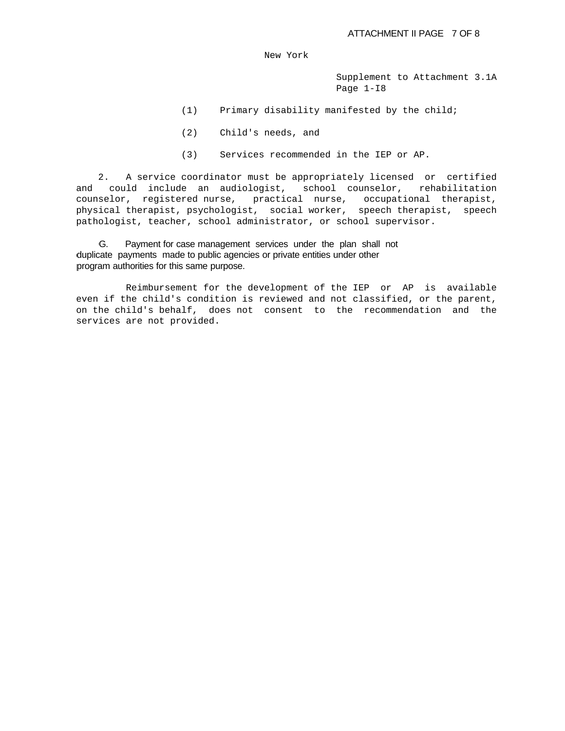New York

Supplement to Attachment 3.1A
Page 1-I8

(1) Primary disability manifested by the child;

(2) Child's needs, and

(3) Services recommended in the IEP or AP.

2. A service coordinator must be appropriately licensed or certified and could include an audiologist, school counselor, rehabilitation counselor, registered nurse, practical nurse, occupational therapist, physical therapist, psychologist, social worker, speech therapist, speech pathologist, teacher, school administrator, or school supervisor.

G. Payment for case management services under the plan shall not duplicate payments made to public agencies or private entities under other program authorities for this same purpose.

Reimbursement for the development of the IEP or AP is available even if the child's condition is reviewed and not classified, or the parent, on the child's behalf, does not consent to the recommendation and the services are not provided.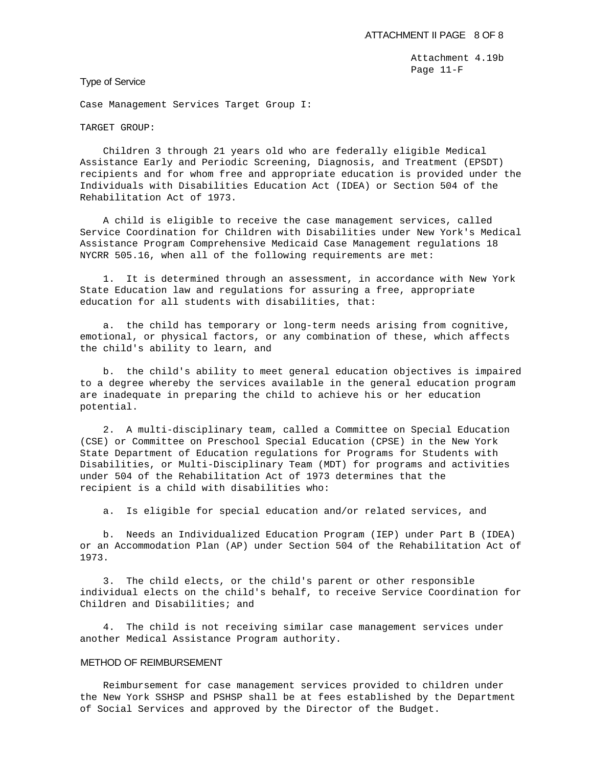Attachment 4.19b
Page 11-F

Type of Service

Case Management Services Target Group I:

TARGET GROUP:

Children 3 through 21 years old who are federally eligible Medical Assistance Early and Periodic Screening, Diagnosis, and Treatment (EPSDT) recipients and for whom free and appropriate education is provided under the Individuals with Disabilities Education Act (IDEA) or Section 504 of the Rehabilitation Act of 1973.

A child is eligible to receive the case management services, called Service Coordination for Children with Disabilities under New York's Medical Assistance Program Comprehensive Medicaid Case Management regulations 18 NYCRR 505.16, when all of the following requirements are met:

1. It is determined through an assessment, in accordance with New York State Education law and regulations for assuring a free, appropriate education for all students with disabilities, that:

a. the child has temporary or long-term needs arising from cognitive, emotional, or physical factors, or any combination of these, which affects the child's ability to learn, and

b. the child's ability to meet general education objectives is impaired to a degree whereby the services available in the general education program are inadequate in preparing the child to achieve his or her education potential.

2. A multi-disciplinary team, called a Committee on Special Education (CSE) or Committee on Preschool Special Education (CPSE) in the New York State Department of Education regulations for Programs for Students with Disabilities, or Multi-Disciplinary Team (MDT) for programs and activities under 504 of the Rehabilitation Act of 1973 determines that the recipient is a child with disabilities who:

a. Is eligible for special education and/or related services, and

b. Needs an Individualized Education Program (IEP) under Part B (IDEA) or an Accommodation Plan (AP) under Section 504 of the Rehabilitation Act of 1973.

3. The child elects, or the child's parent or other responsible individual elects on the child's behalf, to receive Service Coordination for Children and Disabilities; and

4. The child is not receiving similar case management services under another Medical Assistance Program authority.

METHOD OF REIMBURSEMENT

Reimbursement for case management services provided to children under the New York SSHSP and PSHSP shall be at fees established by the Department of Social Services and approved by the Director of the Budget.